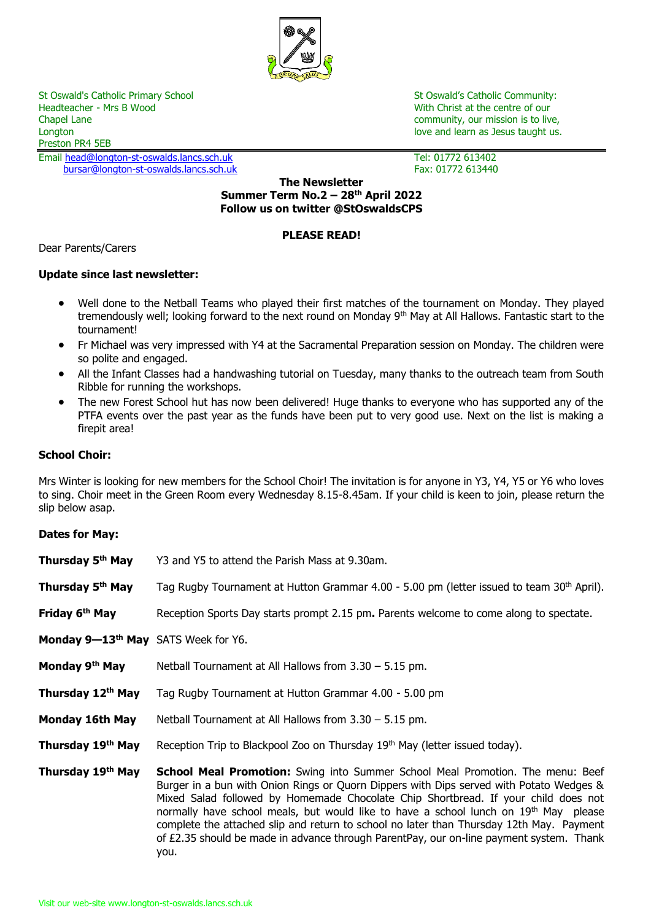St Oswald's Catholic Primary School
Headteacher - Mrs B Wood
Chapel Lane
Longton
Preston PR4 5EB
Email head@longton-st-oswalds.lancs.sch.uk
bursar@longton-st-oswalds.lancs.sch.uk

St Oswald's Catholic Community:
With Christ at the centre of our community, our mission is to live, love and learn as Jesus taught us.

Tel: 01772 613402
Fax: 01772 613440

**The Newsletter**
**Summer Term No.2 – 28th April 2022**
**Follow us on twitter @StOswaldsCPS**

**PLEASE READ!**

Dear Parents/Carers

**Update since last newsletter:**

- Well done to the Netball Teams who played their first matches of the tournament on Monday. They played tremendously well; looking forward to the next round on Monday 9th May at All Hallows. Fantastic start to the tournament!
- Fr Michael was very impressed with Y4 at the Sacramental Preparation session on Monday. The children were so polite and engaged.
- All the Infant Classes had a handwashing tutorial on Tuesday, many thanks to the outreach team from South Ribble for running the workshops.
- The new Forest School hut has now been delivered! Huge thanks to everyone who has supported any of the PTFA events over the past year as the funds have been put to very good use. Next on the list is making a firepit area!

**School Choir:**

Mrs Winter is looking for new members for the School Choir! The invitation is for anyone in Y3, Y4, Y5 or Y6 who loves to sing. Choir meet in the Green Room every Wednesday 8.15-8.45am. If your child is keen to join, please return the slip below asap.

**Dates for May:**

**Thursday 5th May** Y3 and Y5 to attend the Parish Mass at 9.30am.

**Thursday 5th May** Tag Rugby Tournament at Hutton Grammar 4.00 - 5.00 pm (letter issued to team 30th April).

**Friday 6th May** Reception Sports Day starts prompt 2.15 pm**.** Parents welcome to come along to spectate.

**Monday 9—13th May** SATS Week for Y6.

**Monday 9th May** Netball Tournament at All Hallows from 3.30 – 5.15 pm.

**Thursday 12th May** Tag Rugby Tournament at Hutton Grammar 4.00 - 5.00 pm

**Monday 16th May** Netball Tournament at All Hallows from 3.30 – 5.15 pm.

**Thursday 19th May** Reception Trip to Blackpool Zoo on Thursday 19th May (letter issued today).

**Thursday 19th May** **School Meal Promotion:** Swing into Summer School Meal Promotion. The menu: Beef Burger in a bun with Onion Rings or Quorn Dippers with Dips served with Potato Wedges & Mixed Salad followed by Homemade Chocolate Chip Shortbread. If your child does not normally have school meals, but would like to have a school lunch on 19th May please complete the attached slip and return to school no later than Thursday 12th May. Payment of £2.35 should be made in advance through ParentPay, our on-line payment system. Thank you.

Visit our web-site www.longton-st-oswalds.lancs.sch.uk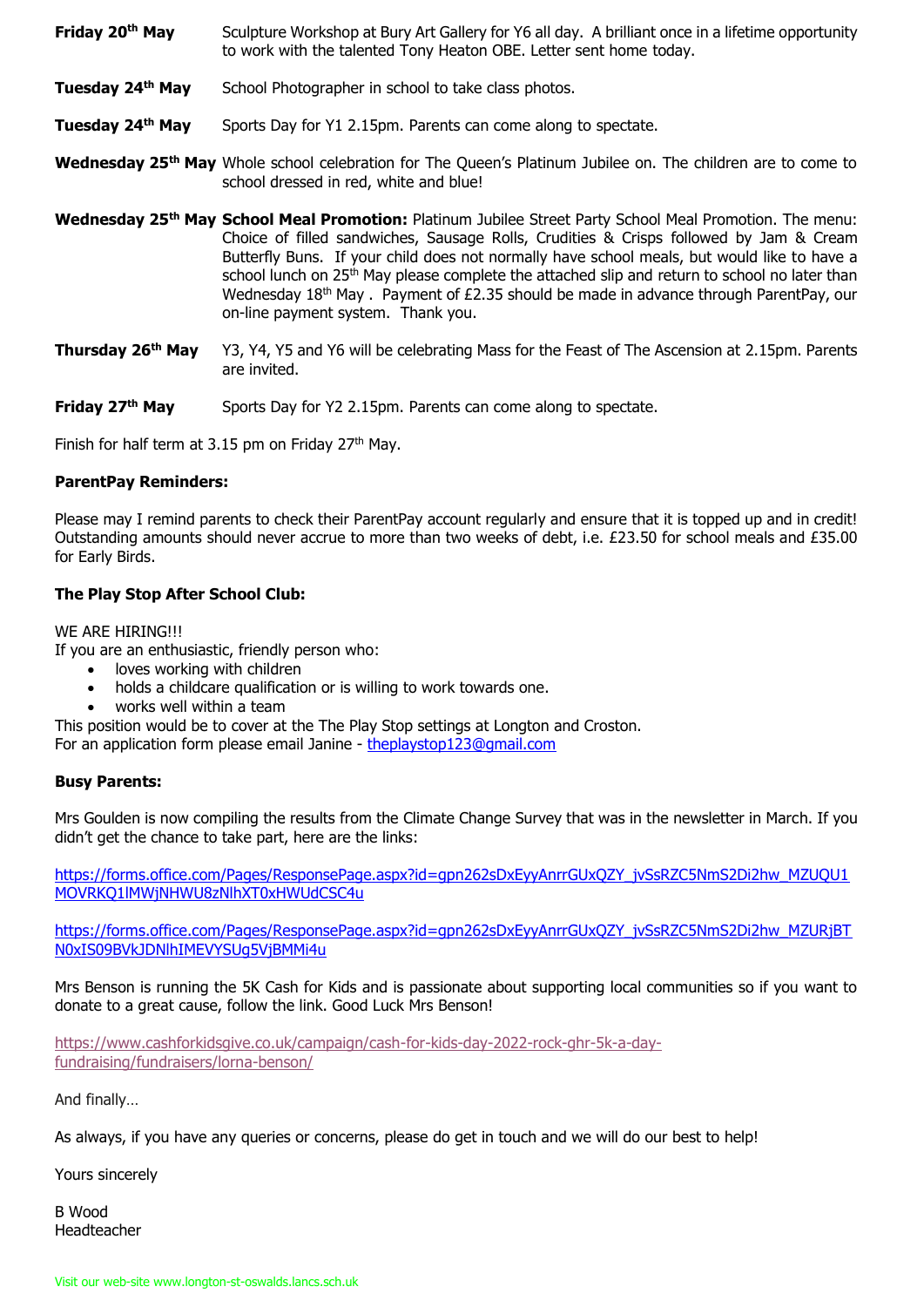| | |
|---|---|
| **Friday 20th May** | Sculpture Workshop at Bury Art Gallery for Y6 all day. A brilliant once in a lifetime opportunity to work with the talented Tony Heaton OBE. Letter sent home today. |
| **Tuesday 24th May** | School Photographer in school to take class photos. |
| **Tuesday 24th May** | Sports Day for Y1 2.15pm. Parents can come along to spectate. |
| **Wednesday 25th May** | Whole school celebration for The Queen's Platinum Jubilee on. The children are to come to school dressed in red, white and blue! |
| **Wednesday 25th May** | **School Meal Promotion:** Platinum Jubilee Street Party School Meal Promotion. The menu: Choice of filled sandwiches, Sausage Rolls, Crudities & Crisps followed by Jam & Cream Butterfly Buns. If your child does not normally have school meals, but would like to have a school lunch on 25th May please complete the attached slip and return to school no later than Wednesday 18th May . Payment of £2.35 should be made in advance through ParentPay, our on-line payment system. Thank you. |
| **Thursday 26th May** | Y3, Y4, Y5 and Y6 will be celebrating Mass for the Feast of The Ascension at 2.15pm. Parents are invited. |
| **Friday 27th May** | Sports Day for Y2 2.15pm. Parents can come along to spectate. |

Finish for half term at 3.15 pm on Friday 27th May.

**ParentPay Reminders:**

Please may I remind parents to check their ParentPay account regularly and ensure that it is topped up and in credit! Outstanding amounts should never accrue to more than two weeks of debt, i.e. £23.50 for school meals and £35.00 for Early Birds.

**The Play Stop After School Club:**

WE ARE HIRING!!!
If you are an enthusiastic, friendly person who:

- loves working with children
- holds a childcare qualification or is willing to work towards one.
- works well within a team

This position would be to cover at the The Play Stop settings at Longton and Croston.
For an application form please email Janine - theplaystop123@gmail.com

**Busy Parents:**

Mrs Goulden is now compiling the results from the Climate Change Survey that was in the newsletter in March. If you didn't get the chance to take part, here are the links:

https://forms.office.com/Pages/ResponsePage.aspx?id=gpn262sDxEyyAnrrGUxQZY_jvSsRZC5NmS2Di2hw_MZUQU1MOVRKQ1lMWjNHWU8zNlhXT0xHWUdCSC4u

https://forms.office.com/Pages/ResponsePage.aspx?id=gpn262sDxEyyAnrrGUxQZY_jvSsRZC5NmS2Di2hw_MZURjBTN0xIS09BVkJDNlhIMEVYSUg5VjBMMi4u

Mrs Benson is running the 5K Cash for Kids and is passionate about supporting local communities so if you want to donate to a great cause, follow the link. Good Luck Mrs Benson!

https://www.cashforkidsgive.co.uk/campaign/cash-for-kids-day-2022-rock-ghr-5k-a-day-fundraising/fundraisers/lorna-benson/

And finally…

As always, if you have any queries or concerns, please do get in touch and we will do our best to help!

Yours sincerely

B Wood
Headteacher

Visit our web-site www.longton-st-oswalds.lancs.sch.uk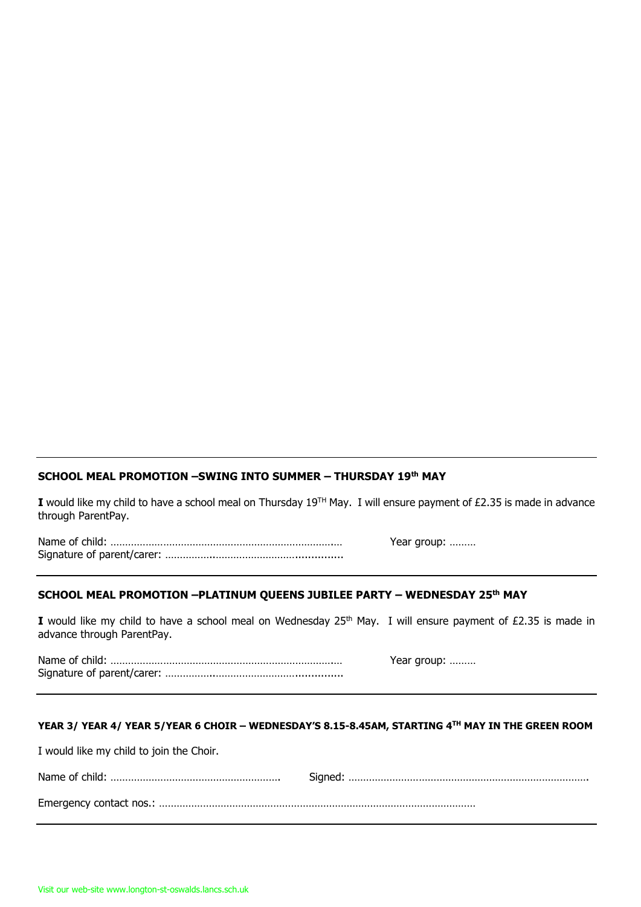---

**SCHOOL MEAL PROMOTION –SWING INTO SUMMER – THURSDAY 19th MAY**

**I** would like my child to have a school meal on Thursday 19TH May. I will ensure payment of £2.35 is made in advance through ParentPay.

Name of child: …………………………………………………………………… Year group: ………
Signature of parent/carer: ………………………………………..............

---

**SCHOOL MEAL PROMOTION –PLATINUM QUEENS JUBILEE PARTY – WEDNESDAY 25th MAY**

**I** would like my child to have a school meal on Wednesday 25th May. I will ensure payment of £2.35 is made in advance through ParentPay.

Name of child: …………………………………………………………………… Year group: ………
Signature of parent/carer: ………………………………………..............

---

**YEAR 3/ YEAR 4/ YEAR 5/YEAR 6 CHOIR – WEDNESDAY'S 8.15-8.45AM, STARTING 4TH MAY IN THE GREEN ROOM**

I would like my child to join the Choir.

Name of child: ………………………………………………… Signed: ……………………………………………………………………….

Emergency contact nos.: ……………………………………………………………………………………………

---

Visit our web-site www.longton-st-oswalds.lancs.sch.uk